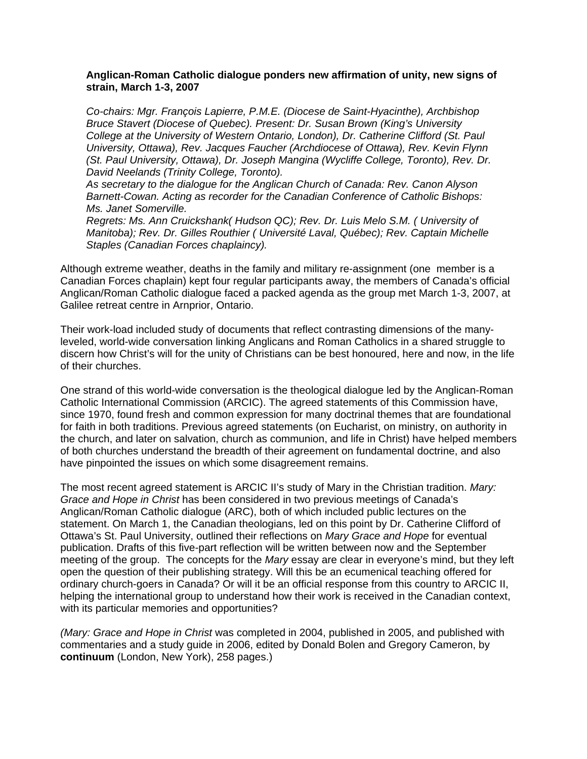**Anglican-Roman Catholic dialogue ponders new affirmation of unity, new signs of strain, March 1-3, 2007**

*Co-chairs: Mgr. François Lapierre, P.M.E. (Diocese de Saint-Hyacinthe), Archbishop Bruce Stavert (Diocese of Quebec). Present: Dr. Susan Brown (King's University College at the University of Western Ontario, London), Dr. Catherine Clifford (St. Paul University, Ottawa), Rev. Jacques Faucher (Archdiocese of Ottawa), Rev. Kevin Flynn (St. Paul University, Ottawa), Dr. Joseph Mangina (Wycliffe College, Toronto), Rev. Dr. David Neelands (Trinity College, Toronto).*

*As secretary to the dialogue for the Anglican Church of Canada: Rev. Canon Alyson Barnett-Cowan. Acting as recorder for the Canadian Conference of Catholic Bishops: Ms. Janet Somerville.*

*Regrets: Ms. Ann Cruickshank( Hudson QC); Rev. Dr. Luis Melo S.M. ( University of Manitoba); Rev. Dr. Gilles Routhier ( Université Laval, Québec); Rev. Captain Michelle Staples (Canadian Forces chaplaincy).*

Although extreme weather, deaths in the family and military re-assignment (one member is a Canadian Forces chaplain) kept four regular participants away, the members of Canada's official Anglican/Roman Catholic dialogue faced a packed agenda as the group met March 1-3, 2007, at Galilee retreat centre in Arnprior, Ontario.

Their work-load included study of documents that reflect contrasting dimensions of the many-leveled, world-wide conversation linking Anglicans and Roman Catholics in a shared struggle to discern how Christ's will for the unity of Christians can be best honoured, here and now, in the life of their churches.

One strand of this world-wide conversation is the theological dialogue led by the Anglican-Roman Catholic International Commission (ARCIC). The agreed statements of this Commission have, since 1970, found fresh and common expression for many doctrinal themes that are foundational for faith in both traditions. Previous agreed statements (on Eucharist, on ministry, on authority in the church, and later on salvation, church as communion, and life in Christ) have helped members of both churches understand the breadth of their agreement on fundamental doctrine, and also have pinpointed the issues on which some disagreement remains.

The most recent agreed statement is ARCIC II's study of Mary in the Christian tradition. *Mary: Grace and Hope in Christ* has been considered in two previous meetings of Canada's Anglican/Roman Catholic dialogue (ARC), both of which included public lectures on the statement. On March 1, the Canadian theologians, led on this point by Dr. Catherine Clifford of Ottawa's St. Paul University, outlined their reflections on *Mary Grace and Hope* for eventual publication. Drafts of this five-part reflection will be written between now and the September meeting of the group. The concepts for the *Mary* essay are clear in everyone's mind, but they left open the question of their publishing strategy. Will this be an ecumenical teaching offered for ordinary church-goers in Canada? Or will it be an official response from this country to ARCIC II, helping the international group to understand how their work is received in the Canadian context, with its particular memories and opportunities?

(*Mary: Grace and Hope in Christ* was completed in 2004, published in 2005, and published with commentaries and a study guide in 2006, edited by Donald Bolen and Gregory Cameron, by **continuum** (London, New York), 258 pages.)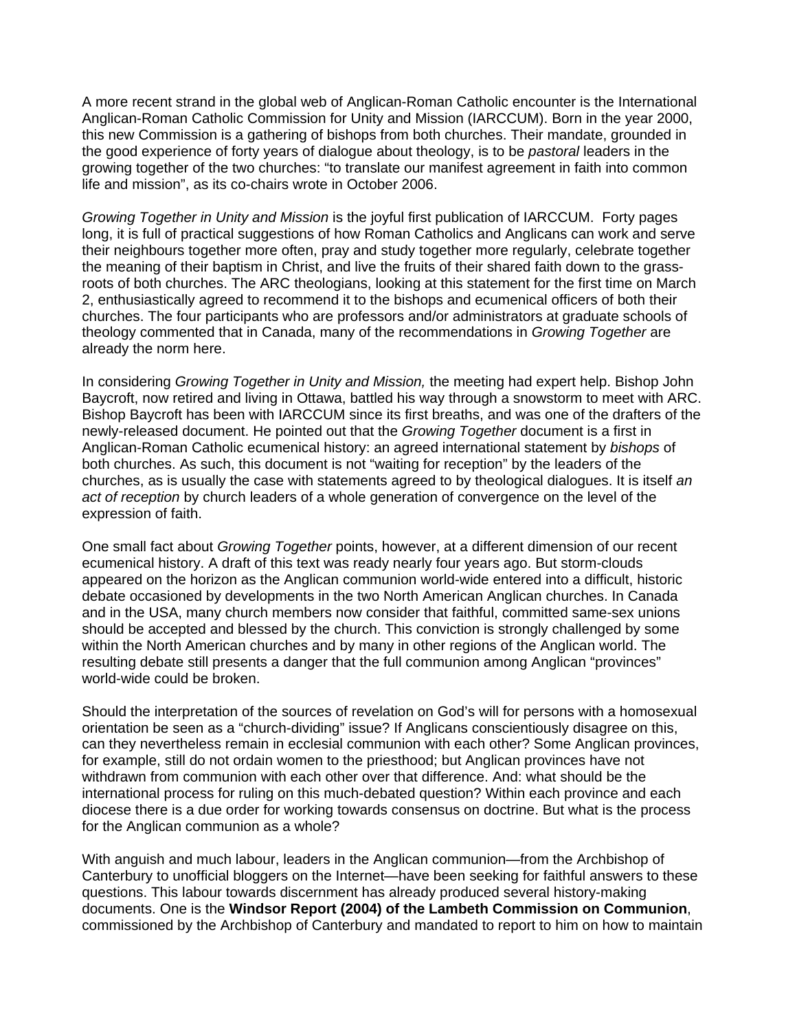A more recent strand in the global web of Anglican-Roman Catholic encounter is the International Anglican-Roman Catholic Commission for Unity and Mission (IARCCUM). Born in the year 2000, this new Commission is a gathering of bishops from both churches. Their mandate, grounded in the good experience of forty years of dialogue about theology, is to be *pastoral* leaders in the growing together of the two churches: "to translate our manifest agreement in faith into common life and mission", as its co-chairs wrote in October 2006.

*Growing Together in Unity and Mission* is the joyful first publication of IARCCUM. Forty pages long, it is full of practical suggestions of how Roman Catholics and Anglicans can work and serve their neighbours together more often, pray and study together more regularly, celebrate together the meaning of their baptism in Christ, and live the fruits of their shared faith down to the grass-roots of both churches. The ARC theologians, looking at this statement for the first time on March 2, enthusiastically agreed to recommend it to the bishops and ecumenical officers of both their churches. The four participants who are professors and/or administrators at graduate schools of theology commented that in Canada, many of the recommendations in *Growing Together* are already the norm here.

In considering *Growing Together in Unity and Mission,* the meeting had expert help. Bishop John Baycroft, now retired and living in Ottawa, battled his way through a snowstorm to meet with ARC. Bishop Baycroft has been with IARCCUM since its first breaths, and was one of the drafters of the newly-released document. He pointed out that the *Growing Together* document is a first in Anglican-Roman Catholic ecumenical history: an agreed international statement by *bishops* of both churches. As such, this document is not "waiting for reception" by the leaders of the churches, as is usually the case with statements agreed to by theological dialogues. It is itself *an act of reception* by church leaders of a whole generation of convergence on the level of the expression of faith.

One small fact about *Growing Together* points, however, at a different dimension of our recent ecumenical history. A draft of this text was ready nearly four years ago. But storm-clouds appeared on the horizon as the Anglican communion world-wide entered into a difficult, historic debate occasioned by developments in the two North American Anglican churches. In Canada and in the USA, many church members now consider that faithful, committed same-sex unions should be accepted and blessed by the church. This conviction is strongly challenged by some within the North American churches and by many in other regions of the Anglican world. The resulting debate still presents a danger that the full communion among Anglican "provinces" world-wide could be broken.

Should the interpretation of the sources of revelation on God's will for persons with a homosexual orientation be seen as a "church-dividing" issue? If Anglicans conscientiously disagree on this, can they nevertheless remain in ecclesial communion with each other? Some Anglican provinces, for example, still do not ordain women to the priesthood; but Anglican provinces have not withdrawn from communion with each other over that difference. And: what should be the international process for ruling on this much-debated question? Within each province and each diocese there is a due order for working towards consensus on doctrine. But what is the process for the Anglican communion as a whole?

With anguish and much labour, leaders in the Anglican communion—from the Archbishop of Canterbury to unofficial bloggers on the Internet—have been seeking for faithful answers to these questions. This labour towards discernment has already produced several history-making documents. One is the **Windsor Report (2004) of the Lambeth Commission on Communion**, commissioned by the Archbishop of Canterbury and mandated to report to him on how to maintain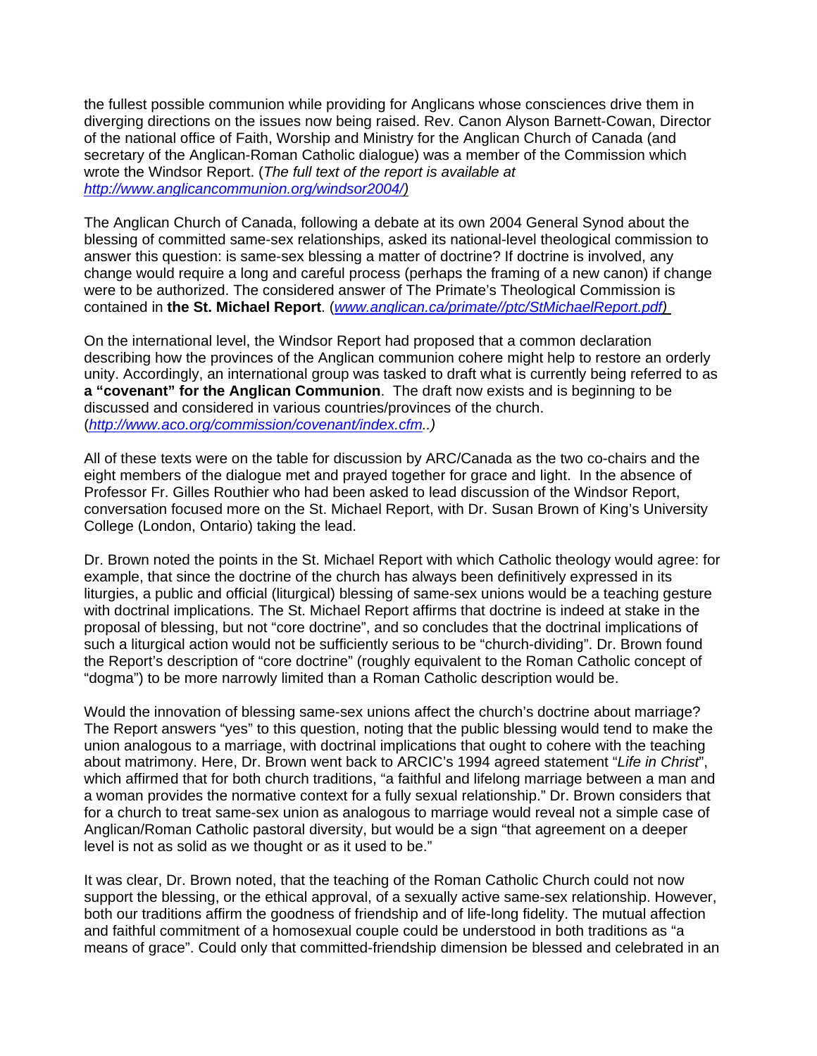the fullest possible communion while providing for Anglicans whose consciences drive them in diverging directions on the issues now being raised. Rev. Canon Alyson Barnett-Cowan, Director of the national office of Faith, Worship and Ministry for the Anglican Church of Canada (and secretary of the Anglican-Roman Catholic dialogue) was a member of the Commission which wrote the Windsor Report. (*The full text of the report is available at [http://www.anglicancommunion.org/windsor2004/](http://www.anglicancommunion.org/windsor2004/))*

The Anglican Church of Canada, following a debate at its own 2004 General Synod about the blessing of committed same-sex relationships, asked its national-level theological commission to answer this question: is same-sex blessing a matter of doctrine? If doctrine is involved, any change would require a long and careful process (perhaps the framing of a new canon) if change were to be authorized. The considered answer of The Primate's Theological Commission is contained in **the St. Michael Report**. (*[www.anglican.ca/primate//ptc/StMichaelReport.pdf](www.anglican.ca/primate//ptc/StMichaelReport.pdf))*

On the international level, the Windsor Report had proposed that a common declaration describing how the provinces of the Anglican communion cohere might help to restore an orderly unity. Accordingly, an international group was tasked to draft what is currently being referred to as **a "covenant" for the Anglican Communion**. The draft now exists and is beginning to be discussed and considered in various countries/provinces of the church. (*[http://www.aco.org/commission/covenant/index.cfm](http://www.aco.org/commission/covenant/index.cfm)..)*

All of these texts were on the table for discussion by ARC/Canada as the two co-chairs and the eight members of the dialogue met and prayed together for grace and light. In the absence of Professor Fr. Gilles Routhier who had been asked to lead discussion of the Windsor Report, conversation focused more on the St. Michael Report, with Dr. Susan Brown of King's University College (London, Ontario) taking the lead.

Dr. Brown noted the points in the St. Michael Report with which Catholic theology would agree: for example, that since the doctrine of the church has always been definitively expressed in its liturgies, a public and official (liturgical) blessing of same-sex unions would be a teaching gesture with doctrinal implications. The St. Michael Report affirms that doctrine is indeed at stake in the proposal of blessing, but not "core doctrine", and so concludes that the doctrinal implications of such a liturgical action would not be sufficiently serious to be "church-dividing". Dr. Brown found the Report's description of "core doctrine" (roughly equivalent to the Roman Catholic concept of "dogma") to be more narrowly limited than a Roman Catholic description would be.

Would the innovation of blessing same-sex unions affect the church's doctrine about marriage? The Report answers "yes" to this question, noting that the public blessing would tend to make the union analogous to a marriage, with doctrinal implications that ought to cohere with the teaching about matrimony. Here, Dr. Brown went back to ARCIC's 1994 agreed statement "*Life in Christ*", which affirmed that for both church traditions, "a faithful and lifelong marriage between a man and a woman provides the normative context for a fully sexual relationship." Dr. Brown considers that for a church to treat same-sex union as analogous to marriage would reveal not a simple case of Anglican/Roman Catholic pastoral diversity, but would be a sign "that agreement on a deeper level is not as solid as we thought or as it used to be."

It was clear, Dr. Brown noted, that the teaching of the Roman Catholic Church could not now support the blessing, or the ethical approval, of a sexually active same-sex relationship. However, both our traditions affirm the goodness of friendship and of life-long fidelity. The mutual affection and faithful commitment of a homosexual couple could be understood in both traditions as "a means of grace". Could only that committed-friendship dimension be blessed and celebrated in an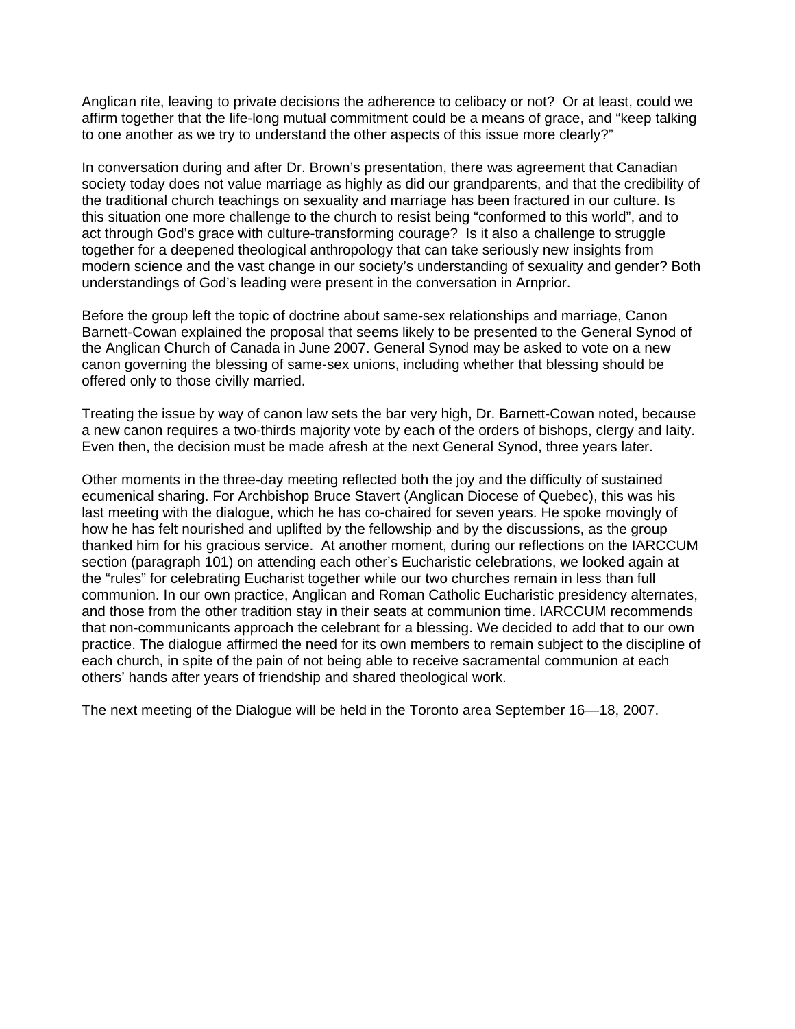Anglican rite, leaving to private decisions the adherence to celibacy or not? Or at least, could we affirm together that the life-long mutual commitment could be a means of grace, and "keep talking to one another as we try to understand the other aspects of this issue more clearly?"

In conversation during and after Dr. Brown's presentation, there was agreement that Canadian society today does not value marriage as highly as did our grandparents, and that the credibility of the traditional church teachings on sexuality and marriage has been fractured in our culture. Is this situation one more challenge to the church to resist being "conformed to this world", and to act through God's grace with culture-transforming courage? Is it also a challenge to struggle together for a deepened theological anthropology that can take seriously new insights from modern science and the vast change in our society's understanding of sexuality and gender? Both understandings of God's leading were present in the conversation in Arnprior.

Before the group left the topic of doctrine about same-sex relationships and marriage, Canon Barnett-Cowan explained the proposal that seems likely to be presented to the General Synod of the Anglican Church of Canada in June 2007. General Synod may be asked to vote on a new canon governing the blessing of same-sex unions, including whether that blessing should be offered only to those civilly married.

Treating the issue by way of canon law sets the bar very high, Dr. Barnett-Cowan noted, because a new canon requires a two-thirds majority vote by each of the orders of bishops, clergy and laity. Even then, the decision must be made afresh at the next General Synod, three years later.

Other moments in the three-day meeting reflected both the joy and the difficulty of sustained ecumenical sharing. For Archbishop Bruce Stavert (Anglican Diocese of Quebec), this was his last meeting with the dialogue, which he has co-chaired for seven years. He spoke movingly of how he has felt nourished and uplifted by the fellowship and by the discussions, as the group thanked him for his gracious service. At another moment, during our reflections on the IARCCUM section (paragraph 101) on attending each other's Eucharistic celebrations, we looked again at the "rules" for celebrating Eucharist together while our two churches remain in less than full communion. In our own practice, Anglican and Roman Catholic Eucharistic presidency alternates, and those from the other tradition stay in their seats at communion time. IARCCUM recommends that non-communicants approach the celebrant for a blessing. We decided to add that to our own practice. The dialogue affirmed the need for its own members to remain subject to the discipline of each church, in spite of the pain of not being able to receive sacramental communion at each others' hands after years of friendship and shared theological work.

The next meeting of the Dialogue will be held in the Toronto area September 16—18, 2007.